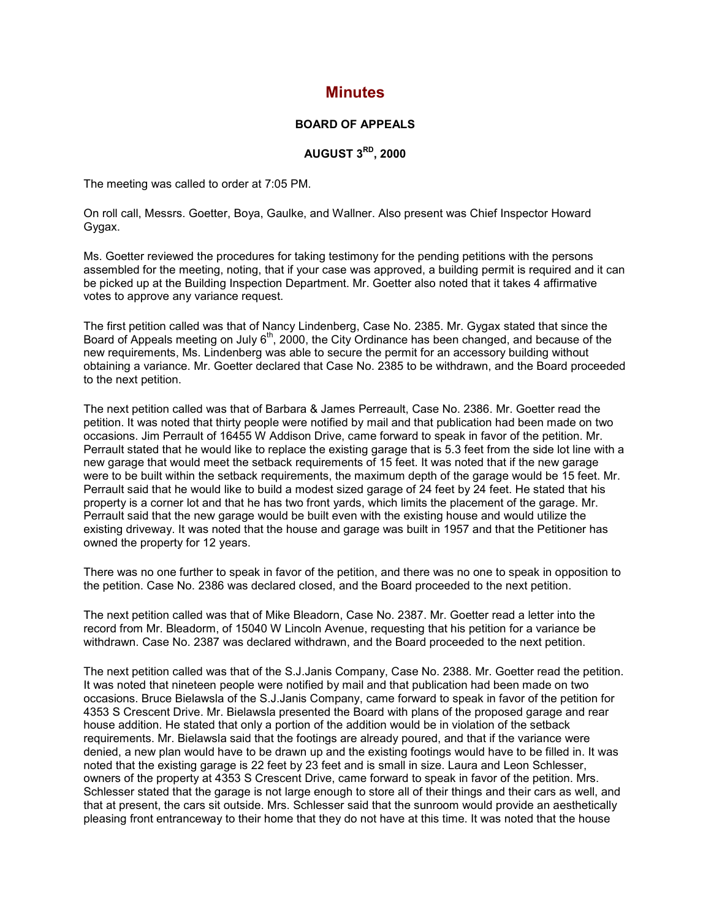# Minutes

**BOARD OF APPEALS**

**AUGUST 3RD, 2000**

The meeting was called to order at 7:05 PM.

On roll call, Messrs. Goetter, Boya, Gaulke, and Wallner. Also present was Chief Inspector Howard Gygax.

Ms. Goetter reviewed the procedures for taking testimony for the pending petitions with the persons assembled for the meeting, noting, that if your case was approved, a building permit is required and it can be picked up at the Building Inspection Department. Mr. Goetter also noted that it takes 4 affirmative votes to approve any variance request.

The first petition called was that of Nancy Lindenberg, Case No. 2385. Mr. Gygax stated that since the Board of Appeals meeting on July 6th, 2000, the City Ordinance has been changed, and because of the new requirements, Ms. Lindenberg was able to secure the permit for an accessory building without obtaining a variance. Mr. Goetter declared that Case No. 2385 to be withdrawn, and the Board proceeded to the next petition.

The next petition called was that of Barbara & James Perreault, Case No. 2386. Mr. Goetter read the petition. It was noted that thirty people were notified by mail and that publication had been made on two occasions. Jim Perrault of 16455 W Addison Drive, came forward to speak in favor of the petition. Mr. Perrault stated that he would like to replace the existing garage that is 5.3 feet from the side lot line with a new garage that would meet the setback requirements of 15 feet. It was noted that if the new garage were to be built within the setback requirements, the maximum depth of the garage would be 15 feet. Mr. Perrault said that he would like to build a modest sized garage of 24 feet by 24 feet. He stated that his property is a corner lot and that he has two front yards, which limits the placement of the garage. Mr. Perrault said that the new garage would be built even with the existing house and would utilize the existing driveway. It was noted that the house and garage was built in 1957 and that the Petitioner has owned the property for 12 years.

There was no one further to speak in favor of the petition, and there was no one to speak in opposition to the petition. Case No. 2386 was declared closed, and the Board proceeded to the next petition.

The next petition called was that of Mike Bleadorn, Case No. 2387. Mr. Goetter read a letter into the record from Mr. Bleadorm, of 15040 W Lincoln Avenue, requesting that his petition for a variance be withdrawn. Case No. 2387 was declared withdrawn, and the Board proceeded to the next petition.

The next petition called was that of the S.J.Janis Company, Case No. 2388. Mr. Goetter read the petition. It was noted that nineteen people were notified by mail and that publication had been made on two occasions. Bruce Bielawsla of the S.J.Janis Company, came forward to speak in favor of the petition for 4353 S Crescent Drive. Mr. Bielawsla presented the Board with plans of the proposed garage and rear house addition. He stated that only a portion of the addition would be in violation of the setback requirements. Mr. Bielawsla said that the footings are already poured, and that if the variance were denied, a new plan would have to be drawn up and the existing footings would have to be filled in. It was noted that the existing garage is 22 feet by 23 feet and is small in size. Laura and Leon Schlesser, owners of the property at 4353 S Crescent Drive, came forward to speak in favor of the petition. Mrs. Schlesser stated that the garage is not large enough to store all of their things and their cars as well, and that at present, the cars sit outside. Mrs. Schlesser said that the sunroom would provide an aesthetically pleasing front entranceway to their home that they do not have at this time. It was noted that the house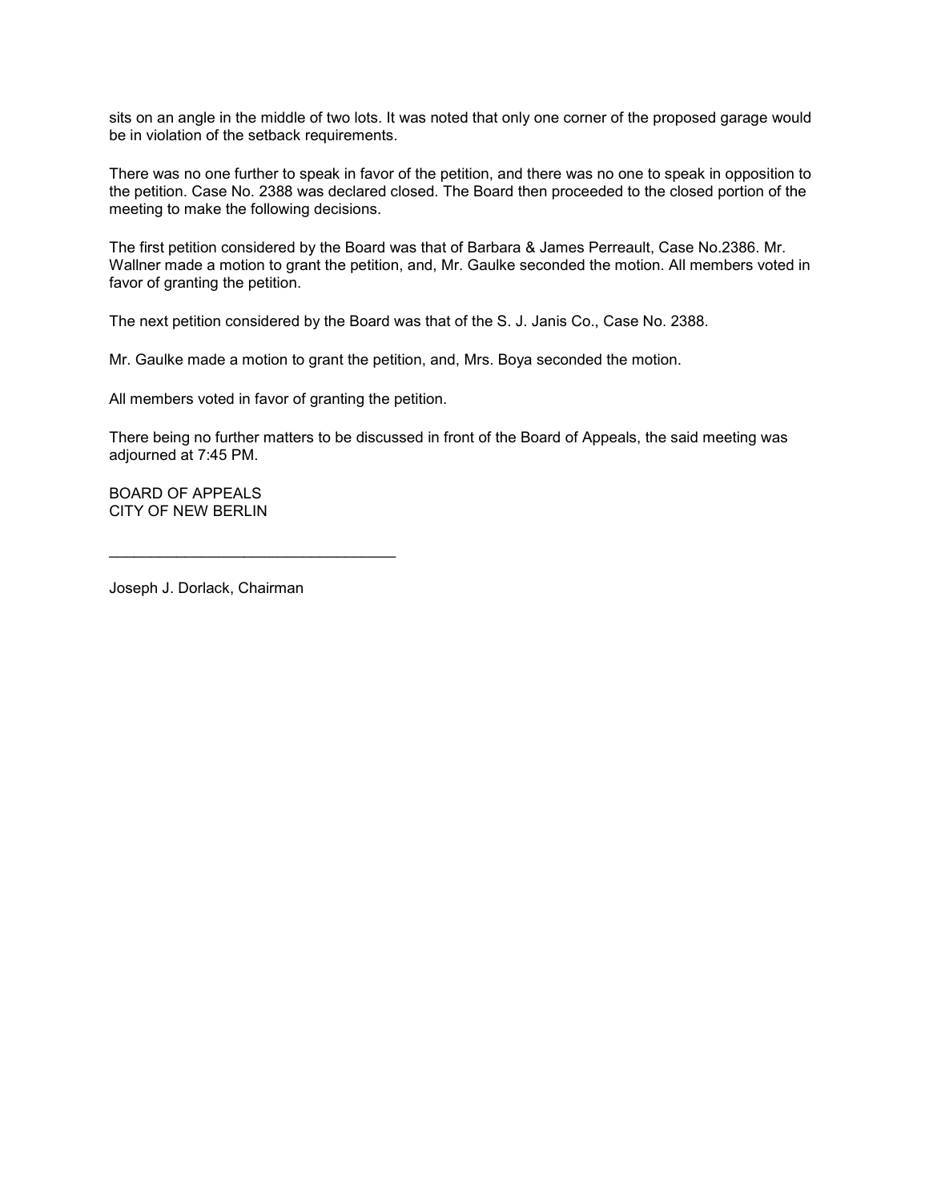sits on an angle in the middle of two lots. It was noted that only one corner of the proposed garage would be in violation of the setback requirements.

There was no one further to speak in favor of the petition, and there was no one to speak in opposition to the petition. Case No. 2388 was declared closed. The Board then proceeded to the closed portion of the meeting to make the following decisions.

The first petition considered by the Board was that of Barbara & James Perreault, Case No.2386. Mr. Wallner made a motion to grant the petition, and, Mr. Gaulke seconded the motion. All members voted in favor of granting the petition.

The next petition considered by the Board was that of the S. J. Janis Co., Case No. 2388.

Mr. Gaulke made a motion to grant the petition, and, Mrs. Boya seconded the motion.

All members voted in favor of granting the petition.

There being no further matters to be discussed in front of the Board of Appeals, the said meeting was adjourned at 7:45 PM.

BOARD OF APPEALS
CITY OF NEW BERLIN

___________________________________

Joseph J. Dorlack, Chairman